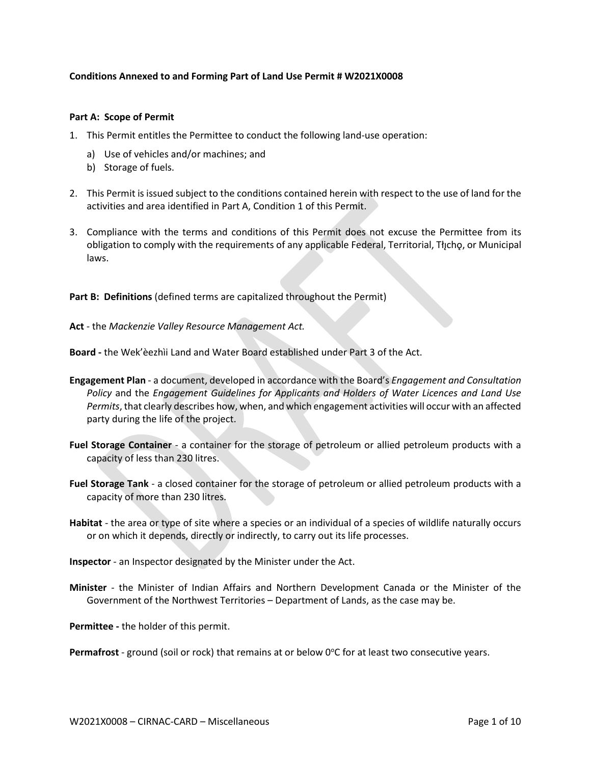**Conditions Annexed to and Forming Part of Land Use Permit # W2021X0008**

**Part A: Scope of Permit**

1. This Permit entitles the Permittee to conduct the following land-use operation:
   a) Use of vehicles and/or machines; and
   b) Storage of fuels.

2. This Permit is issued subject to the conditions contained herein with respect to the use of land for the activities and area identified in Part A, Condition 1 of this Permit.

3. Compliance with the terms and conditions of this Permit does not excuse the Permittee from its obligation to comply with the requirements of any applicable Federal, Territorial, Tłı̨chǫ, or Municipal laws.

**Part B: Definitions** (defined terms are capitalized throughout the Permit)

**Act** - the *Mackenzie Valley Resource Management Act.*

**Board -** the Wek'èezhìi Land and Water Board established under Part 3 of the Act.

**Engagement Plan** - a document, developed in accordance with the Board's *Engagement and Consultation Policy* and the *Engagement Guidelines for Applicants and Holders of Water Licences and Land Use Permits*, that clearly describes how, when, and which engagement activities will occur with an affected party during the life of the project.

**Fuel Storage Container** - a container for the storage of petroleum or allied petroleum products with a capacity of less than 230 litres.

**Fuel Storage Tank** - a closed container for the storage of petroleum or allied petroleum products with a capacity of more than 230 litres.

**Habitat** - the area or type of site where a species or an individual of a species of wildlife naturally occurs or on which it depends, directly or indirectly, to carry out its life processes.

**Inspector** - an Inspector designated by the Minister under the Act.

**Minister** - the Minister of Indian Affairs and Northern Development Canada or the Minister of the Government of the Northwest Territories – Department of Lands, as the case may be.

**Permittee -** the holder of this permit.

**Permafrost** - ground (soil or rock) that remains at or below 0°C for at least two consecutive years.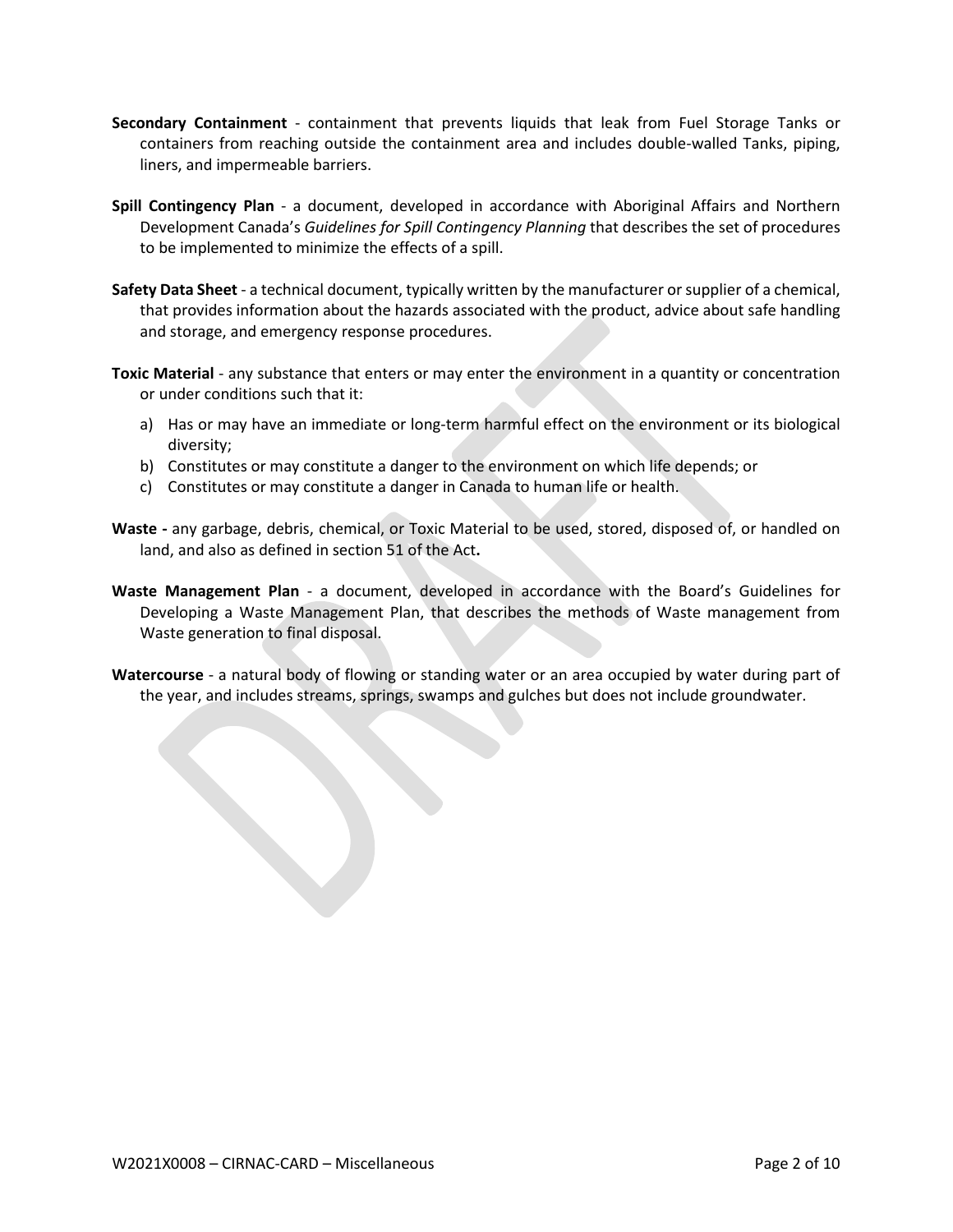**Secondary Containment** - containment that prevents liquids that leak from Fuel Storage Tanks or containers from reaching outside the containment area and includes double-walled Tanks, piping, liners, and impermeable barriers.

**Spill Contingency Plan** - a document, developed in accordance with Aboriginal Affairs and Northern Development Canada's *Guidelines for Spill Contingency Planning* that describes the set of procedures to be implemented to minimize the effects of a spill.

**Safety Data Sheet** - a technical document, typically written by the manufacturer or supplier of a chemical, that provides information about the hazards associated with the product, advice about safe handling and storage, and emergency response procedures.

**Toxic Material** - any substance that enters or may enter the environment in a quantity or concentration or under conditions such that it:

a) Has or may have an immediate or long-term harmful effect on the environment or its biological diversity;
b) Constitutes or may constitute a danger to the environment on which life depends; or
c) Constitutes or may constitute a danger in Canada to human life or health.

**Waste -** any garbage, debris, chemical, or Toxic Material to be used, stored, disposed of, or handled on land, and also as defined in section 51 of the Act**.**

**Waste Management Plan** - a document, developed in accordance with the Board's Guidelines for Developing a Waste Management Plan, that describes the methods of Waste management from Waste generation to final disposal.

**Watercourse** - a natural body of flowing or standing water or an area occupied by water during part of the year, and includes streams, springs, swamps and gulches but does not include groundwater.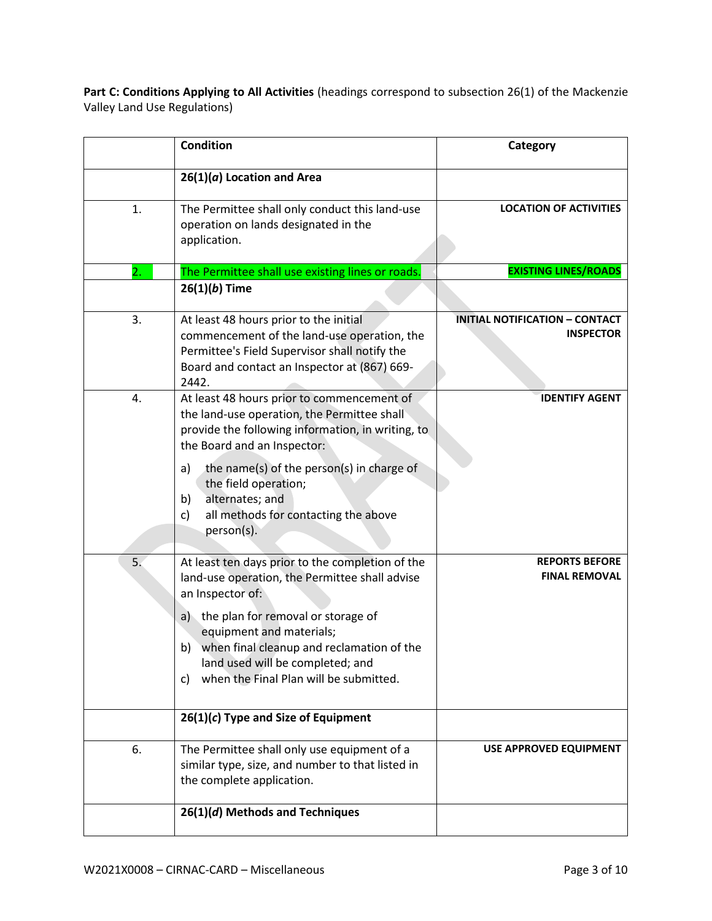**Part C: Conditions Applying to All Activities** (headings correspond to subsection 26(1) of the Mackenzie Valley Land Use Regulations)

| | Condition | Category |
|---|---|---|
| | **26(1)(*a*) Location and Area** | |
| 1. | The Permittee shall only conduct this land-use operation on lands designated in the application. | **LOCATION OF ACTIVITIES** |
| 2. | The Permittee shall use existing lines or roads. | **EXISTING LINES/ROADS** |
| | **26(1)(*b*) Time** | |
| 3. | At least 48 hours prior to the initial commencement of the land-use operation, the Permittee's Field Supervisor shall notify the Board and contact an Inspector at (867) 669-2442. | **INITIAL NOTIFICATION – CONTACT INSPECTOR** |
| 4. | At least 48 hours prior to commencement of the land-use operation, the Permittee shall provide the following information, in writing, to the Board and an Inspector:<br><br>a) the name(s) of the person(s) in charge of the field operation;<br>b) alternates; and<br>c) all methods for contacting the above person(s). | **IDENTIFY AGENT** |
| 5. | At least ten days prior to the completion of the land-use operation, the Permittee shall advise an Inspector of:<br><br>a) the plan for removal or storage of equipment and materials;<br>b) when final cleanup and reclamation of the land used will be completed; and<br>c) when the Final Plan will be submitted. | **REPORTS BEFORE FINAL REMOVAL** |
| | **26(1)(*c*) Type and Size of Equipment** | |
| 6. | The Permittee shall only use equipment of a similar type, size, and number to that listed in the complete application. | **USE APPROVED EQUIPMENT** |
| | **26(1)(*d*) Methods and Techniques** | |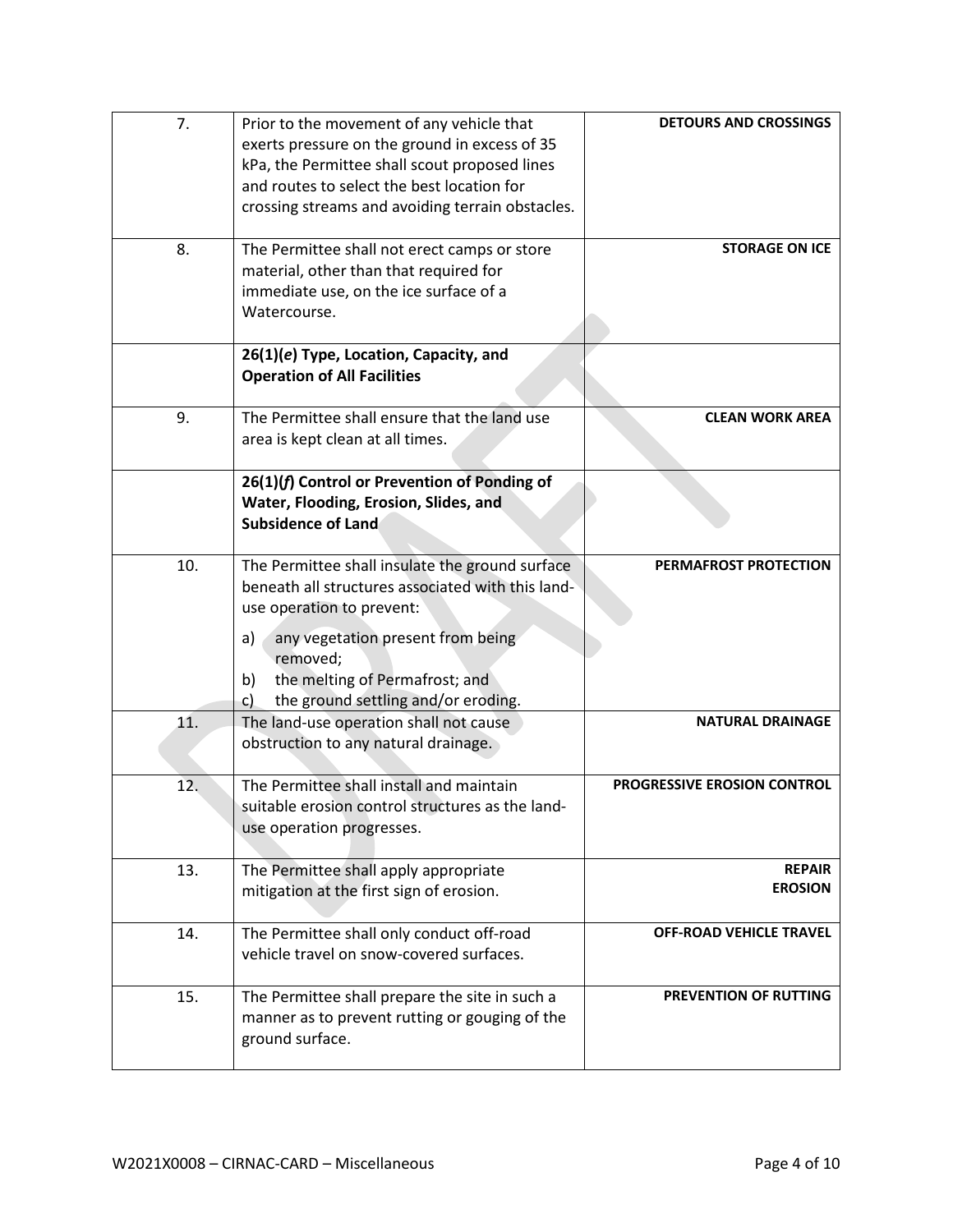| | | |
|---|---|---|
| 7. | Prior to the movement of any vehicle that exerts pressure on the ground in excess of 35 kPa, the Permittee shall scout proposed lines and routes to select the best location for crossing streams and avoiding terrain obstacles. | **DETOURS AND CROSSINGS** |
| 8. | The Permittee shall not erect camps or store material, other than that required for immediate use, on the ice surface of a Watercourse. | **STORAGE ON ICE** |
| | **26(1)(*e*) Type, Location, Capacity, and Operation of All Facilities** | |
| 9. | The Permittee shall ensure that the land use area is kept clean at all times. | **CLEAN WORK AREA** |
| | **26(1)(*f*) Control or Prevention of Ponding of Water, Flooding, Erosion, Slides, and Subsidence of Land** | |
| 10. | The Permittee shall insulate the ground surface beneath all structures associated with this land-use operation to prevent:<br>a) any vegetation present from being removed;<br>b) the melting of Permafrost; and<br>c) the ground settling and/or eroding. | **PERMAFROST PROTECTION** |
| 11. | The land-use operation shall not cause obstruction to any natural drainage. | **NATURAL DRAINAGE** |
| 12. | The Permittee shall install and maintain suitable erosion control structures as the land-use operation progresses. | **PROGRESSIVE EROSION CONTROL** |
| 13. | The Permittee shall apply appropriate mitigation at the first sign of erosion. | **REPAIR EROSION** |
| 14. | The Permittee shall only conduct off-road vehicle travel on snow-covered surfaces. | **OFF-ROAD VEHICLE TRAVEL** |
| 15. | The Permittee shall prepare the site in such a manner as to prevent rutting or gouging of the ground surface. | **PREVENTION OF RUTTING** |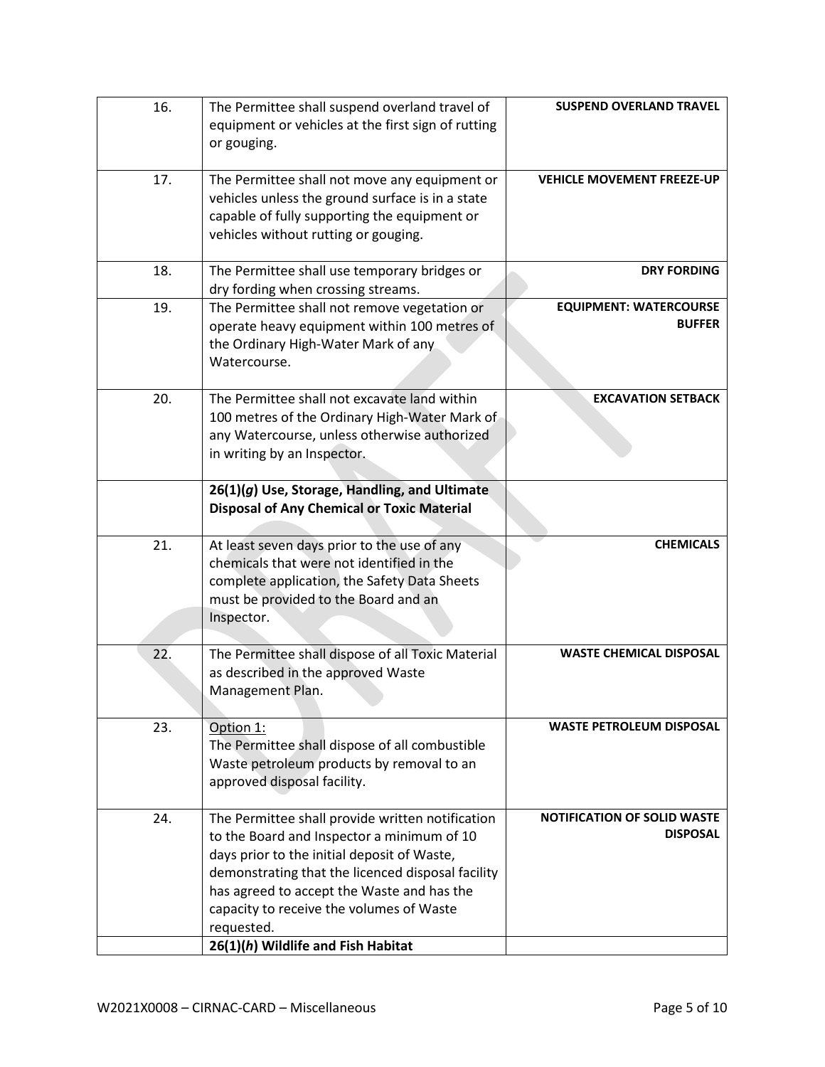| | | |
|---|---|---|
| 16. | The Permittee shall suspend overland travel of equipment or vehicles at the first sign of rutting or gouging. | **SUSPEND OVERLAND TRAVEL** |
| 17. | The Permittee shall not move any equipment or vehicles unless the ground surface is in a state capable of fully supporting the equipment or vehicles without rutting or gouging. | **VEHICLE MOVEMENT FREEZE-UP** |
| 18. | The Permittee shall use temporary bridges or dry fording when crossing streams. | **DRY FORDING** |
| 19. | The Permittee shall not remove vegetation or operate heavy equipment within 100 metres of the Ordinary High-Water Mark of any Watercourse. | **EQUIPMENT: WATERCOURSE BUFFER** |
| 20. | The Permittee shall not excavate land within 100 metres of the Ordinary High-Water Mark of any Watercourse, unless otherwise authorized in writing by an Inspector. | **EXCAVATION SETBACK** |
| | **26(1)(*g*) Use, Storage, Handling, and Ultimate Disposal of Any Chemical or Toxic Material** | |
| 21. | At least seven days prior to the use of any chemicals that were not identified in the complete application, the Safety Data Sheets must be provided to the Board and an Inspector. | **CHEMICALS** |
| 22. | The Permittee shall dispose of all Toxic Material as described in the approved Waste Management Plan. | **WASTE CHEMICAL DISPOSAL** |
| 23. | Option 1:<br>The Permittee shall dispose of all combustible Waste petroleum products by removal to an approved disposal facility. | **WASTE PETROLEUM DISPOSAL** |
| 24. | The Permittee shall provide written notification to the Board and Inspector a minimum of 10 days prior to the initial deposit of Waste, demonstrating that the licenced disposal facility has agreed to accept the Waste and has the capacity to receive the volumes of Waste requested. | **NOTIFICATION OF SOLID WASTE DISPOSAL** |
| | **26(1)(*h*) Wildlife and Fish Habitat** | |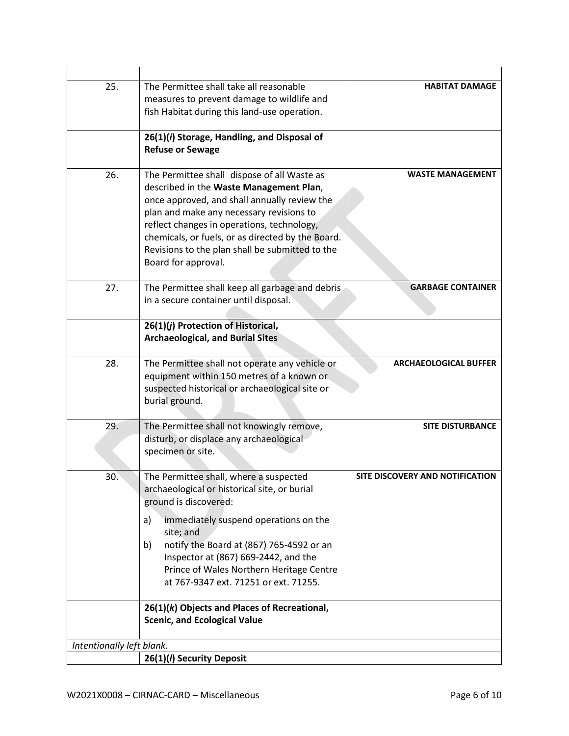| | | |
|---|---|---|
| 25. | The Permittee shall take all reasonable measures to prevent damage to wildlife and fish Habitat during this land-use operation. | **HABITAT DAMAGE** |
| | **26(1)(*i*) Storage, Handling, and Disposal of Refuse or Sewage** | |
| 26. | The Permittee shall dispose of all Waste as described in the **Waste Management Plan**, once approved, and shall annually review the plan and make any necessary revisions to reflect changes in operations, technology, chemicals, or fuels, or as directed by the Board. Revisions to the plan shall be submitted to the Board for approval. | **WASTE MANAGEMENT** |
| 27. | The Permittee shall keep all garbage and debris in a secure container until disposal. | **GARBAGE CONTAINER** |
| | **26(1)(*j*) Protection of Historical, Archaeological, and Burial Sites** | |
| 28. | The Permittee shall not operate any vehicle or equipment within 150 metres of a known or suspected historical or archaeological site or burial ground. | **ARCHAEOLOGICAL BUFFER** |
| 29. | The Permittee shall not knowingly remove, disturb, or displace any archaeological specimen or site. | **SITE DISTURBANCE** |
| 30. | The Permittee shall, where a suspected archaeological or historical site, or burial ground is discovered:<br>a) immediately suspend operations on the site; and<br>b) notify the Board at (867) 765-4592 or an Inspector at (867) 669-2442, and the Prince of Wales Northern Heritage Centre at 767-9347 ext. 71251 or ext. 71255. | **SITE DISCOVERY AND NOTIFICATION** |
| | **26(1)(*k*) Objects and Places of Recreational, Scenic, and Ecological Value** | |
| *Intentionally left blank.* | | |
| | **26(1)(*l*) Security Deposit** | |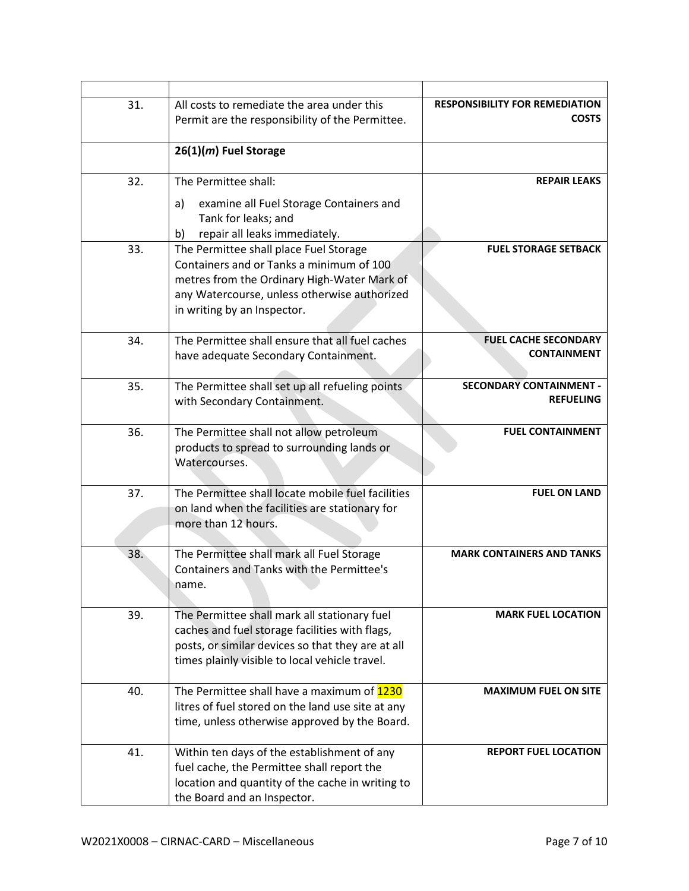| | | |
|---|---|---|
| 31. | All costs to remediate the area under this Permit are the responsibility of the Permittee. | **RESPONSIBILITY FOR REMEDIATION COSTS** |
| | **26(1)(*m*) Fuel Storage** | |
| 32. | The Permittee shall:<br>a) examine all Fuel Storage Containers and Tank for leaks; and<br>b) repair all leaks immediately. | **REPAIR LEAKS** |
| 33. | The Permittee shall place Fuel Storage Containers and or Tanks a minimum of 100 metres from the Ordinary High-Water Mark of any Watercourse, unless otherwise authorized in writing by an Inspector. | **FUEL STORAGE SETBACK** |
| 34. | The Permittee shall ensure that all fuel caches have adequate Secondary Containment. | **FUEL CACHE SECONDARY CONTAINMENT** |
| 35. | The Permittee shall set up all refueling points with Secondary Containment. | **SECONDARY CONTAINMENT - REFUELING** |
| 36. | The Permittee shall not allow petroleum products to spread to surrounding lands or Watercourses. | **FUEL CONTAINMENT** |
| 37. | The Permittee shall locate mobile fuel facilities on land when the facilities are stationary for more than 12 hours. | **FUEL ON LAND** |
| 38. | The Permittee shall mark all Fuel Storage Containers and Tanks with the Permittee's name. | **MARK CONTAINERS AND TANKS** |
| 39. | The Permittee shall mark all stationary fuel caches and fuel storage facilities with flags, posts, or similar devices so that they are at all times plainly visible to local vehicle travel. | **MARK FUEL LOCATION** |
| 40. | The Permittee shall have a maximum of 1230 litres of fuel stored on the land use site at any time, unless otherwise approved by the Board. | **MAXIMUM FUEL ON SITE** |
| 41. | Within ten days of the establishment of any fuel cache, the Permittee shall report the location and quantity of the cache in writing to the Board and an Inspector. | **REPORT FUEL LOCATION** |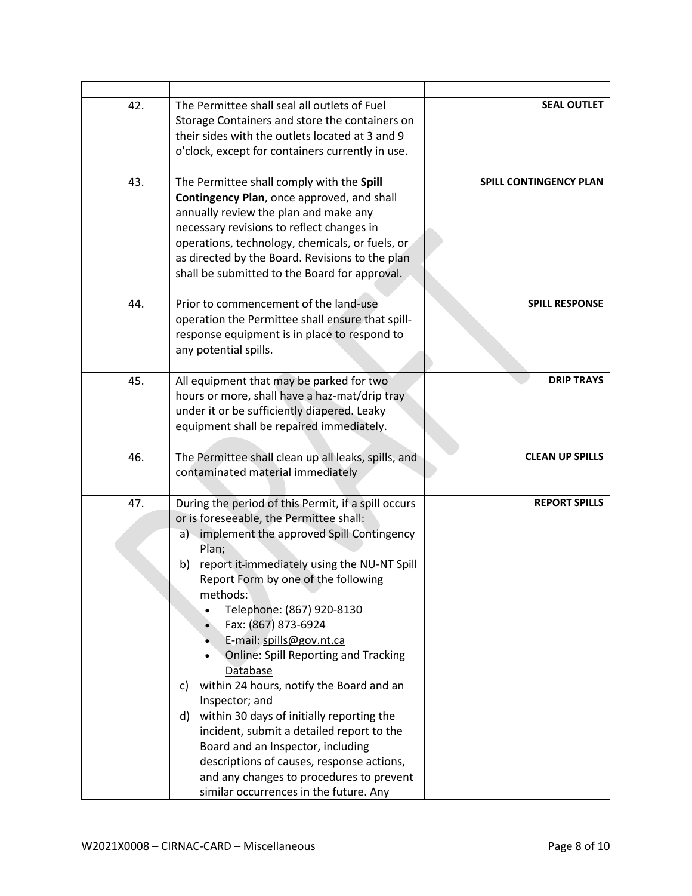| | | |
|---|---|---|
| 42. | The Permittee shall seal all outlets of Fuel Storage Containers and store the containers on their sides with the outlets located at 3 and 9 o'clock, except for containers currently in use. | **SEAL OUTLET** |
| 43. | The Permittee shall comply with the **Spill Contingency Plan**, once approved, and shall annually review the plan and make any necessary revisions to reflect changes in operations, technology, chemicals, or fuels, or as directed by the Board. Revisions to the plan shall be submitted to the Board for approval. | **SPILL CONTINGENCY PLAN** |
| 44. | Prior to commencement of the land-use operation the Permittee shall ensure that spill-response equipment is in place to respond to any potential spills. | **SPILL RESPONSE** |
| 45. | All equipment that may be parked for two hours or more, shall have a haz-mat/drip tray under it or be sufficiently diapered. Leaky equipment shall be repaired immediately. | **DRIP TRAYS** |
| 46. | The Permittee shall clean up all leaks, spills, and contaminated material immediately | **CLEAN UP SPILLS** |
| 47. | During the period of this Permit, if a spill occurs or is foreseeable, the Permittee shall: <br> a) implement the approved Spill Contingency Plan; <br> b) report it immediately using the NU-NT Spill Report Form by one of the following methods: <br> • Telephone: (867) 920-8130 <br> • Fax: (867) 873-6924 <br> • E-mail: spills@gov.nt.ca <br> • Online: Spill Reporting and Tracking Database <br> c) within 24 hours, notify the Board and an Inspector; and <br> d) within 30 days of initially reporting the incident, submit a detailed report to the Board and an Inspector, including descriptions of causes, response actions, and any changes to procedures to prevent similar occurrences in the future. Any | **REPORT SPILLS** |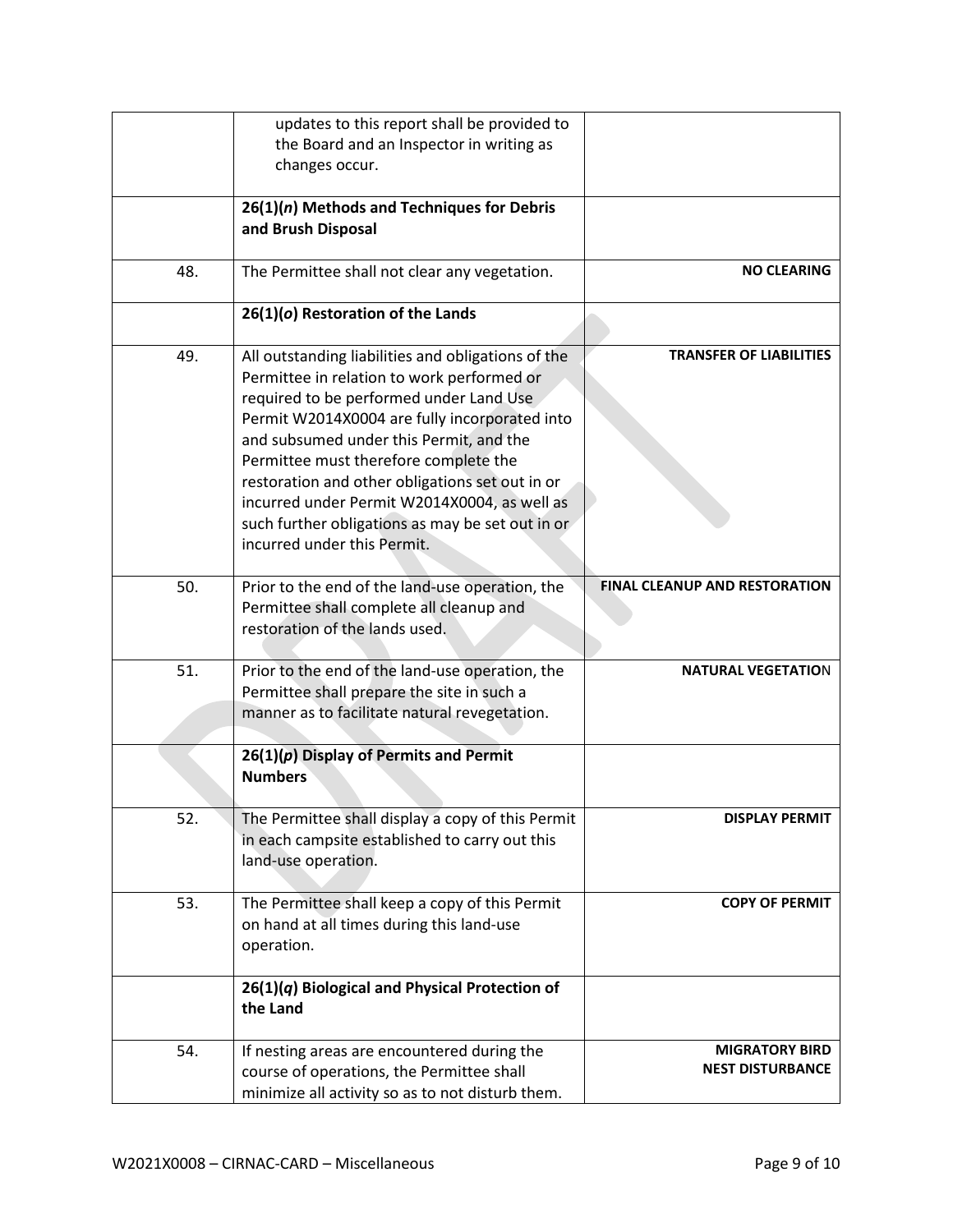| | | |
|---|---|---|
| | updates to this report shall be provided to the Board and an Inspector in writing as changes occur. | |
| | **26(1)(*n*) Methods and Techniques for Debris and Brush Disposal** | |
| 48. | The Permittee shall not clear any vegetation. | **NO CLEARING** |
| | **26(1)(*o*) Restoration of the Lands** | |
| 49. | All outstanding liabilities and obligations of the Permittee in relation to work performed or required to be performed under Land Use Permit W2014X0004 are fully incorporated into and subsumed under this Permit, and the Permittee must therefore complete the restoration and other obligations set out in or incurred under Permit W2014X0004, as well as such further obligations as may be set out in or incurred under this Permit. | **TRANSFER OF LIABILITIES** |
| 50. | Prior to the end of the land-use operation, the Permittee shall complete all cleanup and restoration of the lands used. | **FINAL CLEANUP AND RESTORATION** |
| 51. | Prior to the end of the land-use operation, the Permittee shall prepare the site in such a manner as to facilitate natural revegetation. | **NATURAL VEGETATION** |
| | **26(1)(*p*) Display of Permits and Permit Numbers** | |
| 52. | The Permittee shall display a copy of this Permit in each campsite established to carry out this land-use operation. | **DISPLAY PERMIT** |
| 53. | The Permittee shall keep a copy of this Permit on hand at all times during this land-use operation. | **COPY OF PERMIT** |
| | **26(1)(*q*) Biological and Physical Protection of the Land** | |
| 54. | If nesting areas are encountered during the course of operations, the Permittee shall minimize all activity so as to not disturb them. | **MIGRATORY BIRD NEST DISTURBANCE** |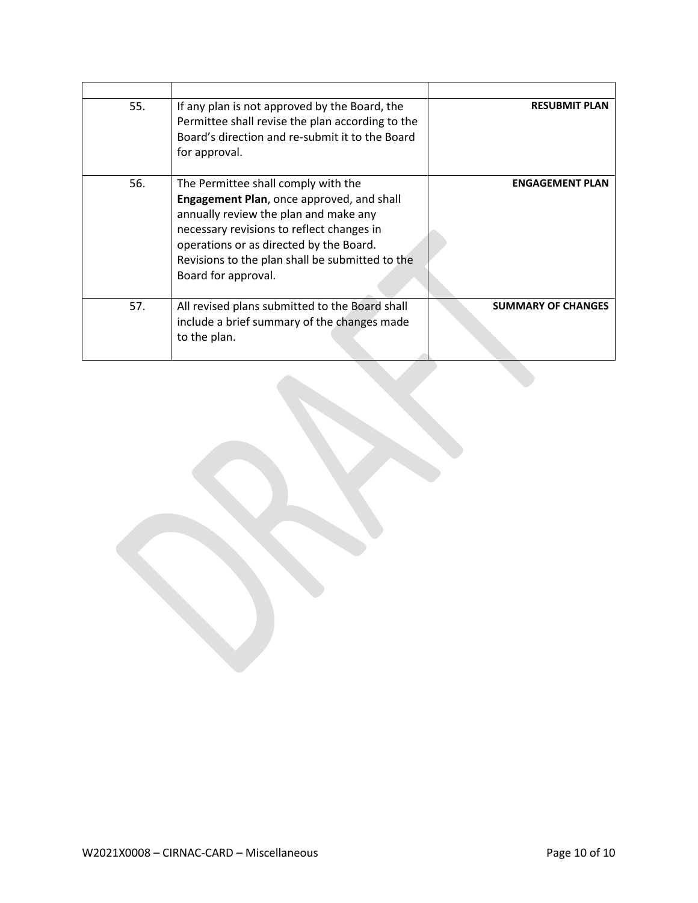| | | |
|---|---|---|
| 55. | If any plan is not approved by the Board, the Permittee shall revise the plan according to the Board's direction and re-submit it to the Board for approval. | **RESUBMIT PLAN** |
| 56. | The Permittee shall comply with the **Engagement Plan**, once approved, and shall annually review the plan and make any necessary revisions to reflect changes in operations or as directed by the Board. Revisions to the plan shall be submitted to the Board for approval. | **ENGAGEMENT PLAN** |
| 57. | All revised plans submitted to the Board shall include a brief summary of the changes made to the plan. | **SUMMARY OF CHANGES** |